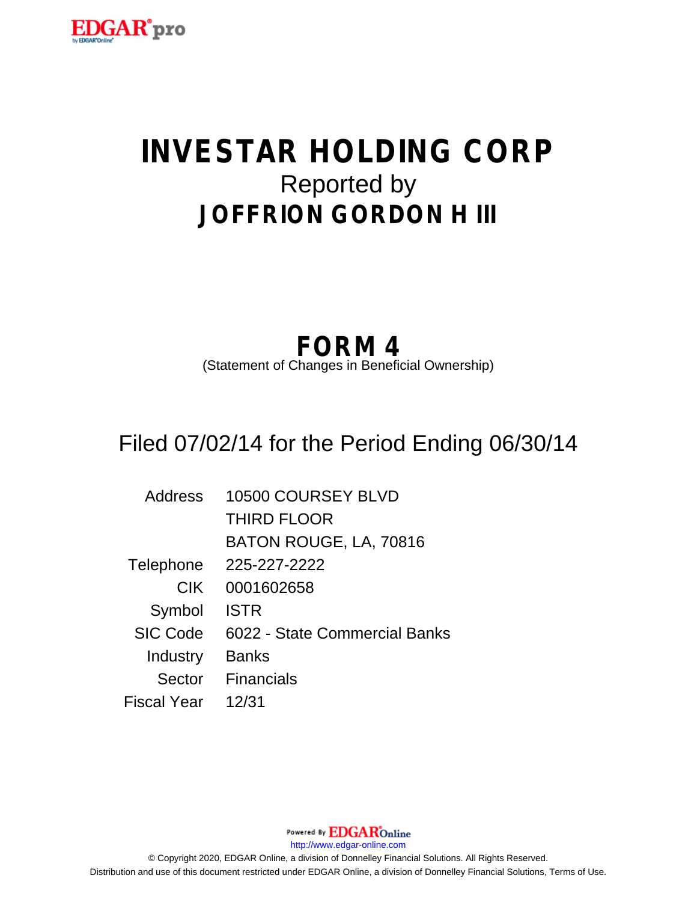# INVESTAR HOLDING CORP

Reported by

# JOFFRION GORDON H III

## FORM 4

(Statement of Changes in Beneficial Ownership)

Filed 07/02/14 for the Period Ending 06/30/14

| | |
|---|---|
| Address | 10500 COURSEY BLVD<br>THIRD FLOOR<br>BATON ROUGE, LA, 70816 |
| Telephone | 225-227-2222 |
| CIK | 0001602658 |
| Symbol | ISTR |
| SIC Code | 6022 - State Commercial Banks |
| Industry | Banks |
| Sector | Financials |
| Fiscal Year | 12/31 |

Powered By EDGAR Online

http://www.edgar-online.com

© Copyright 2020, EDGAR Online, a division of Donnelley Financial Solutions. All Rights Reserved.
Distribution and use of this document restricted under EDGAR Online, a division of Donnelley Financial Solutions, Terms of Use.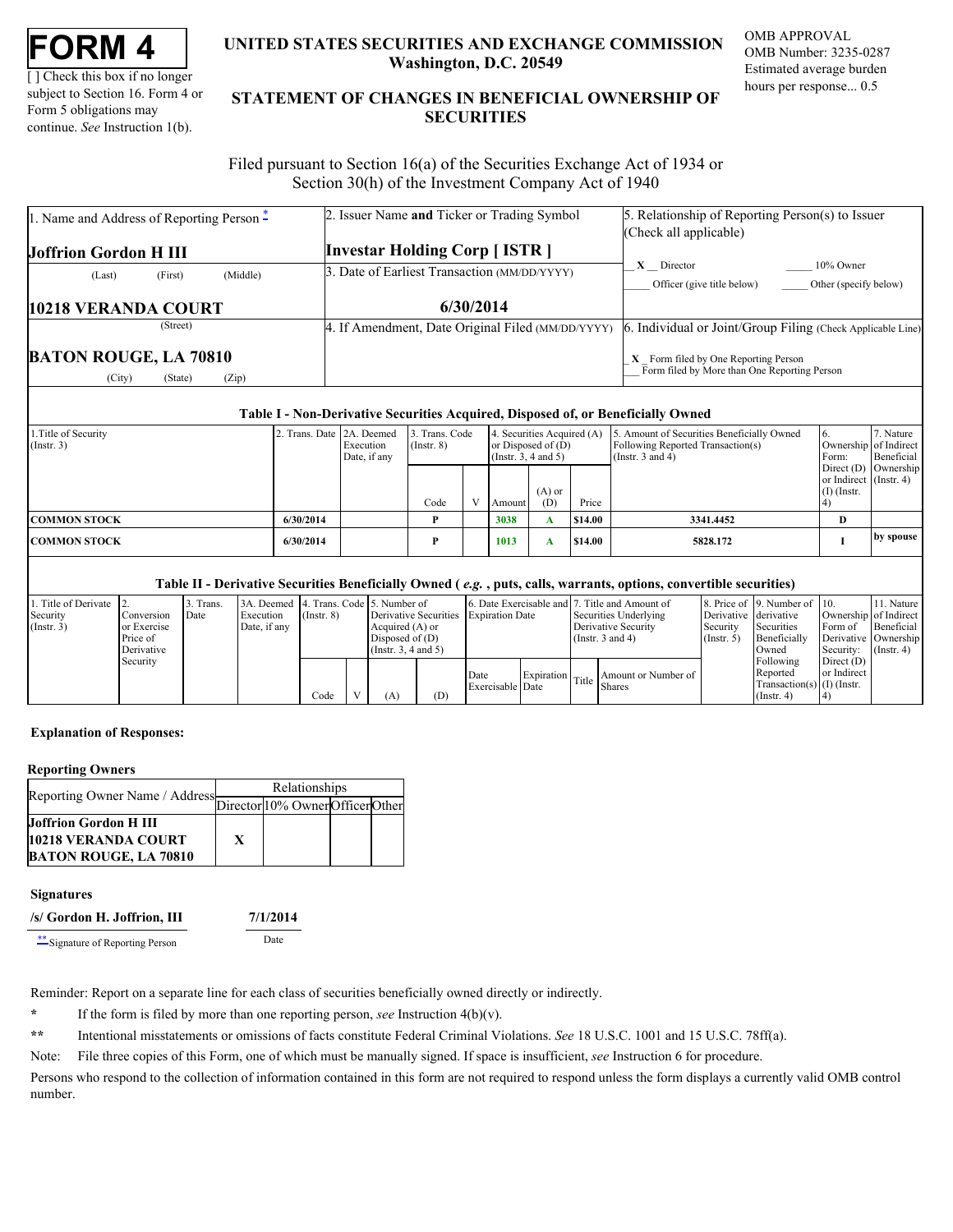# FORM 4

[ ] Check this box if no longer subject to Section 16. Form 4 or Form 5 obligations may continue. *See* Instruction 1(b).

**UNITED STATES SECURITIES AND EXCHANGE COMMISSION**
**Washington, D.C. 20549**

**STATEMENT OF CHANGES IN BENEFICIAL OWNERSHIP OF SECURITIES**

OMB APPROVAL
OMB Number: 3235-0287
Estimated average burden hours per response... 0.5

Filed pursuant to Section 16(a) of the Securities Exchange Act of 1934 or Section 30(h) of the Investment Company Act of 1940

| | | |
|---|---|---|
| 1. Name and Address of Reporting Person * <br> **Joffrion Gordon H III** <br> (Last) (First) (Middle) <br> **10218 VERANDA COURT** <br> (Street) <br> **BATON ROUGE, LA 70810** <br> (City) (State) (Zip) | 2. Issuer Name **and** Ticker or Trading Symbol <br> **Investar Holding Corp [ ISTR ]** <br> 3. Date of Earliest Transaction (MM/DD/YYYY) <br> **6/30/2014** <br> 4. If Amendment, Date Original Filed (MM/DD/YYYY) | 5. Relationship of Reporting Person(s) to Issuer (Check all applicable) <br> X Director ___ 10% Owner <br> ___ Officer (give title below) ___ Other (specify below) <br> 6. Individual or Joint/Group Filing (Check Applicable Line) <br> X Form filed by One Reporting Person <br> ___ Form filed by More than One Reporting Person |

**Table I - Non-Derivative Securities Acquired, Disposed of, or Beneficially Owned**

| 1.Title of Security (Instr. 3) | 2. Trans. Date | 2A. Deemed Execution Date, if any | 3. Trans. Code (Instr. 8) | | 4. Securities Acquired (A) or Disposed of (D) (Instr. 3, 4 and 5) | | | 5. Amount of Securities Beneficially Owned Following Reported Transaction(s) (Instr. 3 and 4) | 6. Ownership Form: Direct (D) or Indirect (I) (Instr. 4) | 7. Nature of Indirect Beneficial Ownership (Instr. 4) |
|---|---|---|---|---|---|---|---|---|---|---|
| | | | Code | V | Amount | (A) or (D) | Price | | | |
| **COMMON STOCK** | **6/30/2014** | | **P** | | **3038** | **A** | **$14.00** | **3341.4452** | **D** | |
| **COMMON STOCK** | **6/30/2014** | | **P** | | **1013** | **A** | **$14.00** | **5828.172** | **I** | **by spouse** |

**Table II - Derivative Securities Beneficially Owned (*e.g.*, puts, calls, warrants, options, convertible securities)**

| 1. Title of Derivate Security (Instr. 3) | 2. Conversion or Exercise Price of Derivative Security | 3. Trans. Date | 3A. Deemed Execution Date, if any | 4. Trans. Code (Instr. 8) | | 5. Number of Derivative Securities Acquired (A) or Disposed of (D) (Instr. 3, 4 and 5) | | 6. Date Exercisable and Expiration Date | | 7. Title and Amount of Securities Underlying Derivative Security (Instr. 3 and 4) | | 8. Price of Derivative Security (Instr. 5) | 9. Number of derivative Securities Beneficially Owned Following Reported Transaction(s) (Instr. 4) | 10. Ownership Form of Derivative Security: Direct (D) or Indirect (I) (Instr. 4) | 11. Nature of Indirect Beneficial Ownership (Instr. 4) |
|---|---|---|---|---|---|---|---|---|---|---|---|---|---|---|---|
| | | | | Code | V | (A) | (D) | Date Exercisable | Expiration Date | Title | Amount or Number of Shares | | | | |

**Explanation of Responses:**

**Reporting Owners**

| Reporting Owner Name / Address | Relationships | | | |
|---|---|---|---|---|
| | Director | 10% Owner | Officer | Other |
| **Joffrion Gordon H III** <br> **10218 VERANDA COURT** <br> **BATON ROUGE, LA 70810** | X | | | |

**Signatures**

**/s/ Gordon H. Joffrion, III** — **7/1/2014**

** Signature of Reporting Person — Date

Reminder: Report on a separate line for each class of securities beneficially owned directly or indirectly.

\* If the form is filed by more than one reporting person, *see* Instruction 4(b)(v).

\*\* Intentional misstatements or omissions of facts constitute Federal Criminal Violations. *See* 18 U.S.C. 1001 and 15 U.S.C. 78ff(a).

Note: File three copies of this Form, one of which must be manually signed. If space is insufficient, *see* Instruction 6 for procedure.

Persons who respond to the collection of information contained in this form are not required to respond unless the form displays a currently valid OMB control number.